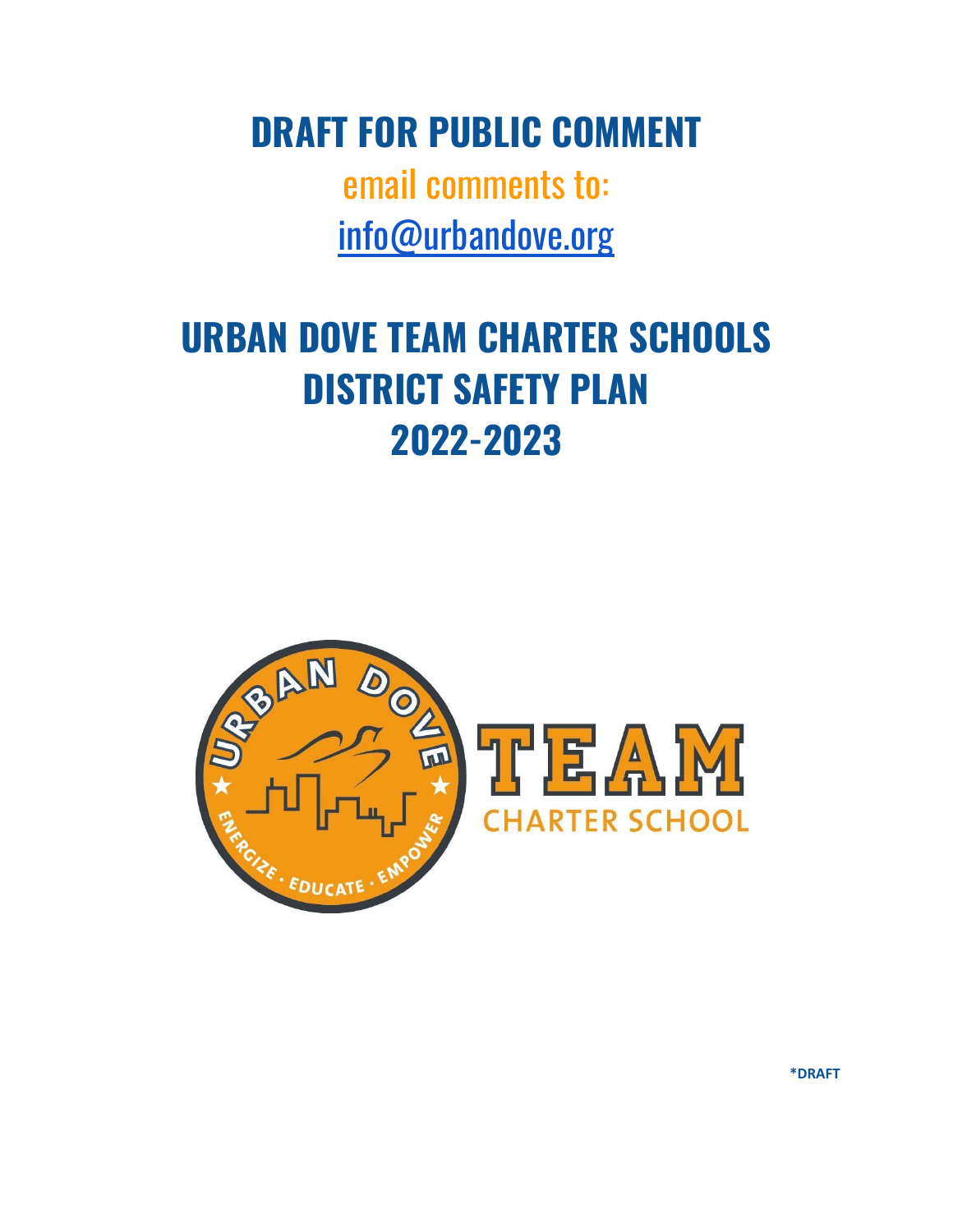# DRAFT FOR PUBLIC COMMENT

email comments to:

info@urbandove.org

# URBAN DOVE TEAM CHARTER SCHOOLS DISTRICT SAFETY PLAN 2022-2023

URBAN DOVE · ENERGIZE · EDUCATE · EMPOWER

TEAM CHARTER SCHOOL

***DRAFT**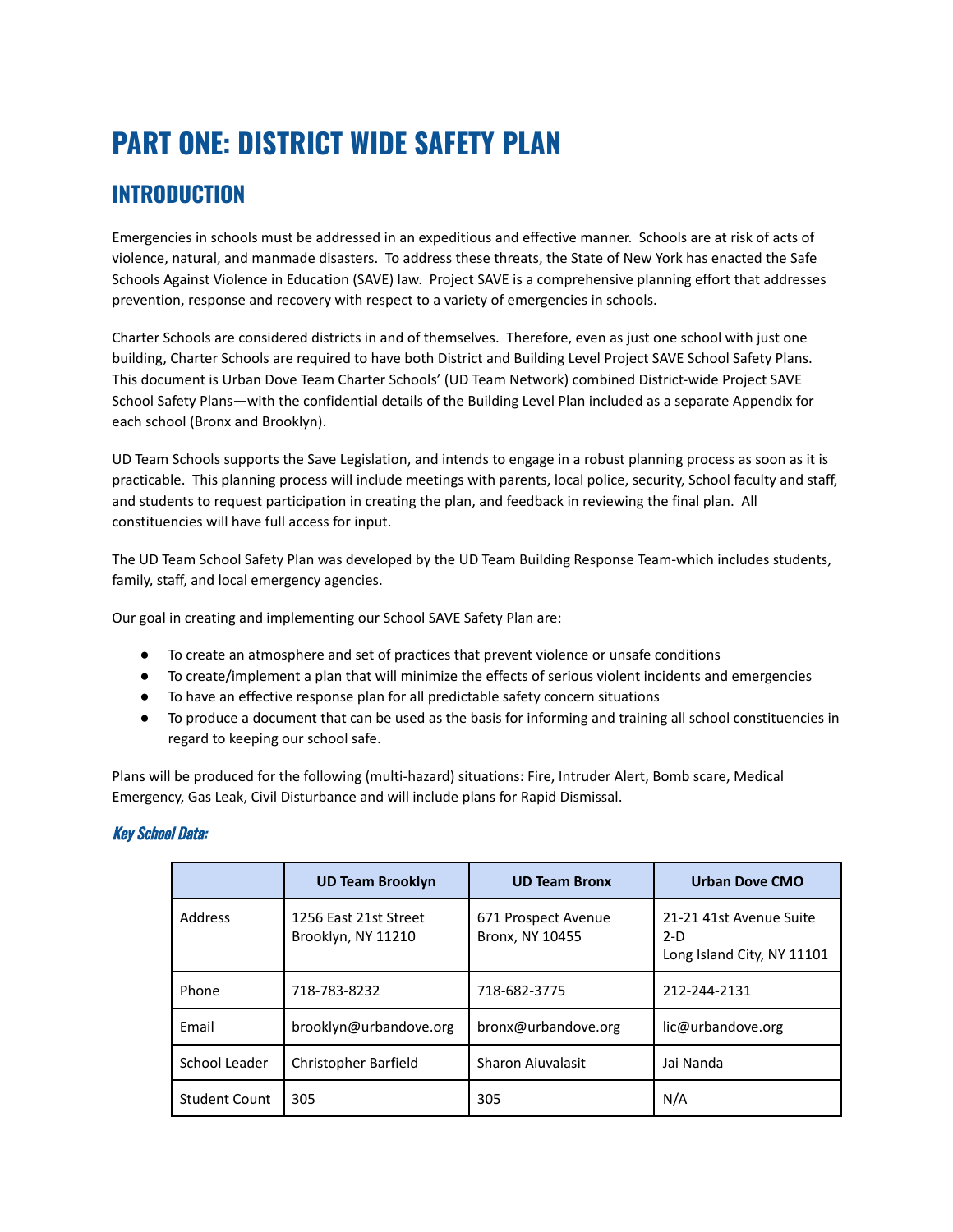# PART ONE: DISTRICT WIDE SAFETY PLAN

## INTRODUCTION

Emergencies in schools must be addressed in an expeditious and effective manner. Schools are at risk of acts of violence, natural, and manmade disasters. To address these threats, the State of New York has enacted the Safe Schools Against Violence in Education (SAVE) law. Project SAVE is a comprehensive planning effort that addresses prevention, response and recovery with respect to a variety of emergencies in schools.

Charter Schools are considered districts in and of themselves. Therefore, even as just one school with just one building, Charter Schools are required to have both District and Building Level Project SAVE School Safety Plans. This document is Urban Dove Team Charter Schools' (UD Team Network) combined District-wide Project SAVE School Safety Plans—with the confidential details of the Building Level Plan included as a separate Appendix for each school (Bronx and Brooklyn).

UD Team Schools supports the Save Legislation, and intends to engage in a robust planning process as soon as it is practicable. This planning process will include meetings with parents, local police, security, School faculty and staff, and students to request participation in creating the plan, and feedback in reviewing the final plan. All constituencies will have full access for input.

The UD Team School Safety Plan was developed by the UD Team Building Response Team-which includes students, family, staff, and local emergency agencies.

Our goal in creating and implementing our School SAVE Safety Plan are:

- To create an atmosphere and set of practices that prevent violence or unsafe conditions
- To create/implement a plan that will minimize the effects of serious violent incidents and emergencies
- To have an effective response plan for all predictable safety concern situations
- To produce a document that can be used as the basis for informing and training all school constituencies in regard to keeping our school safe.

Plans will be produced for the following (multi-hazard) situations: Fire, Intruder Alert, Bomb scare, Medical Emergency, Gas Leak, Civil Disturbance and will include plans for Rapid Dismissal.

### *Key School Data:*

| | UD Team Brooklyn | UD Team Bronx | Urban Dove CMO |
|---|---|---|---|
| Address | 1256 East 21st Street Brooklyn, NY 11210 | 671 Prospect Avenue Bronx, NY 10455 | 21-21 41st Avenue Suite 2-D Long Island City, NY 11101 |
| Phone | 718-783-8232 | 718-682-3775 | 212-244-2131 |
| Email | brooklyn@urbandove.org | bronx@urbandove.org | lic@urbandove.org |
| School Leader | Christopher Barfield | Sharon Aiuvalasit | Jai Nanda |
| Student Count | 305 | 305 | N/A |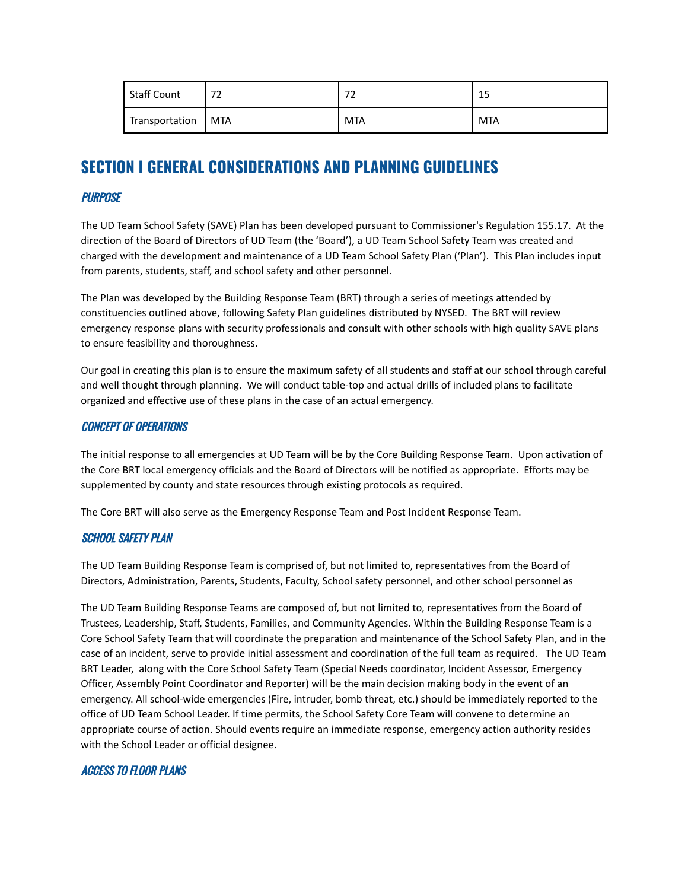| Staff Count | 72 | 72 | 15 |
|---|---|---|---|
| Transportation | MTA | MTA | MTA |

## SECTION I GENERAL CONSIDERATIONS AND PLANNING GUIDELINES

### *PURPOSE*

The UD Team School Safety (SAVE) Plan has been developed pursuant to Commissioner's Regulation 155.17. At the direction of the Board of Directors of UD Team (the 'Board'), a UD Team School Safety Team was created and charged with the development and maintenance of a UD Team School Safety Plan ('Plan'). This Plan includes input from parents, students, staff, and school safety and other personnel.

The Plan was developed by the Building Response Team (BRT) through a series of meetings attended by constituencies outlined above, following Safety Plan guidelines distributed by NYSED. The BRT will review emergency response plans with security professionals and consult with other schools with high quality SAVE plans to ensure feasibility and thoroughness.

Our goal in creating this plan is to ensure the maximum safety of all students and staff at our school through careful and well thought through planning. We will conduct table-top and actual drills of included plans to facilitate organized and effective use of these plans in the case of an actual emergency.

### *CONCEPT OF OPERATIONS*

The initial response to all emergencies at UD Team will be by the Core Building Response Team. Upon activation of the Core BRT local emergency officials and the Board of Directors will be notified as appropriate. Efforts may be supplemented by county and state resources through existing protocols as required.

The Core BRT will also serve as the Emergency Response Team and Post Incident Response Team.

### *SCHOOL SAFETY PLAN*

The UD Team Building Response Team is comprised of, but not limited to, representatives from the Board of Directors, Administration, Parents, Students, Faculty, School safety personnel, and other school personnel as

The UD Team Building Response Teams are composed of, but not limited to, representatives from the Board of Trustees, Leadership, Staff, Students, Families, and Community Agencies. Within the Building Response Team is a Core School Safety Team that will coordinate the preparation and maintenance of the School Safety Plan, and in the case of an incident, serve to provide initial assessment and coordination of the full team as required. The UD Team BRT Leader, along with the Core School Safety Team (Special Needs coordinator, Incident Assessor, Emergency Officer, Assembly Point Coordinator and Reporter) will be the main decision making body in the event of an emergency. All school-wide emergencies (Fire, intruder, bomb threat, etc.) should be immediately reported to the office of UD Team School Leader. If time permits, the School Safety Core Team will convene to determine an appropriate course of action. Should events require an immediate response, emergency action authority resides with the School Leader or official designee.

### *ACCESS TO FLOOR PLANS*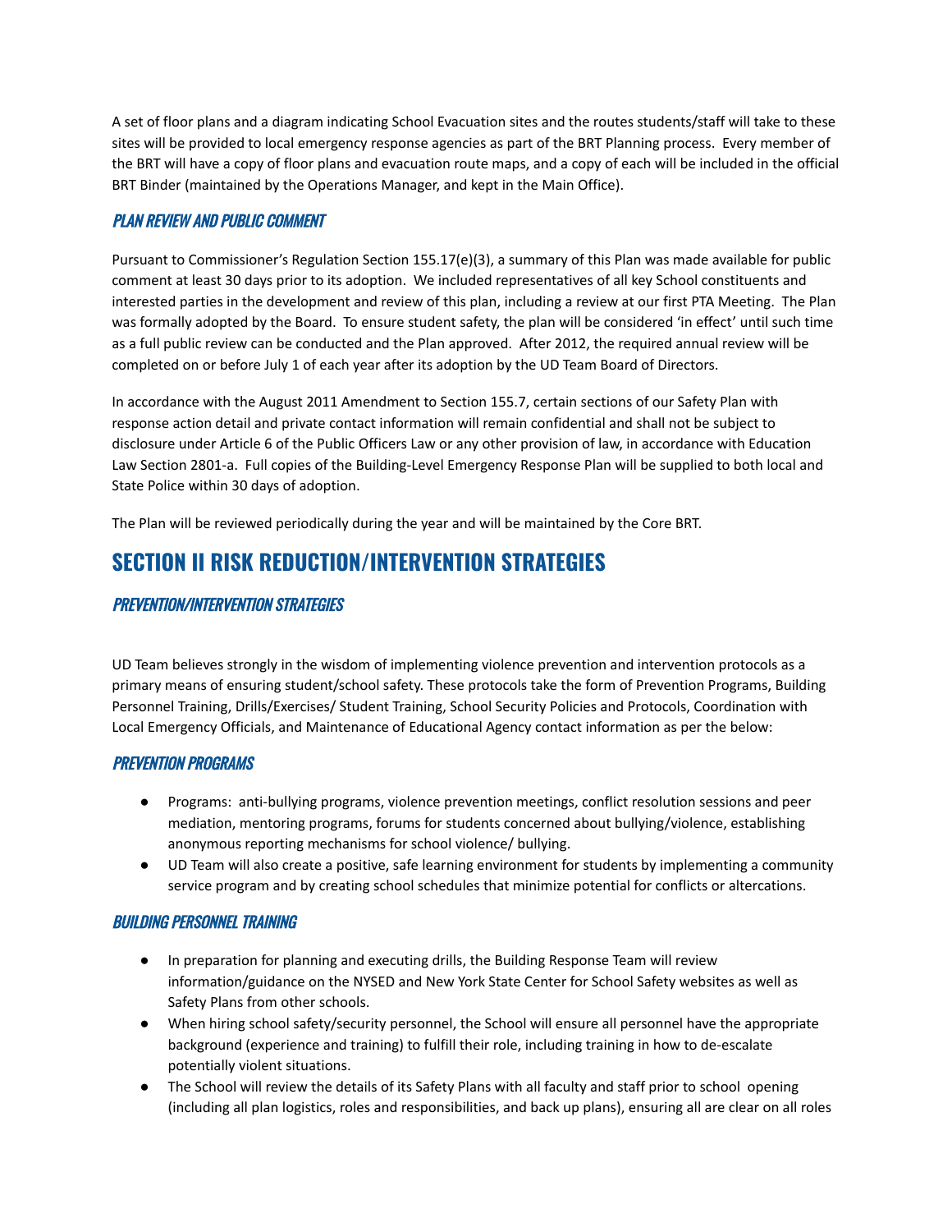A set of floor plans and a diagram indicating School Evacuation sites and the routes students/staff will take to these sites will be provided to local emergency response agencies as part of the BRT Planning process. Every member of the BRT will have a copy of floor plans and evacuation route maps, and a copy of each will be included in the official BRT Binder (maintained by the Operations Manager, and kept in the Main Office).

### *PLAN REVIEW AND PUBLIC COMMENT*

Pursuant to Commissioner's Regulation Section 155.17(e)(3), a summary of this Plan was made available for public comment at least 30 days prior to its adoption. We included representatives of all key School constituents and interested parties in the development and review of this plan, including a review at our first PTA Meeting. The Plan was formally adopted by the Board. To ensure student safety, the plan will be considered 'in effect' until such time as a full public review can be conducted and the Plan approved. After 2012, the required annual review will be completed on or before July 1 of each year after its adoption by the UD Team Board of Directors.

In accordance with the August 2011 Amendment to Section 155.7, certain sections of our Safety Plan with response action detail and private contact information will remain confidential and shall not be subject to disclosure under Article 6 of the Public Officers Law or any other provision of law, in accordance with Education Law Section 2801-a. Full copies of the Building-Level Emergency Response Plan will be supplied to both local and State Police within 30 days of adoption.

The Plan will be reviewed periodically during the year and will be maintained by the Core BRT.

## SECTION II RISK REDUCTION/INTERVENTION STRATEGIES

### *PREVENTION/INTERVENTION STRATEGIES*

UD Team believes strongly in the wisdom of implementing violence prevention and intervention protocols as a primary means of ensuring student/school safety. These protocols take the form of Prevention Programs, Building Personnel Training, Drills/Exercises/ Student Training, School Security Policies and Protocols, Coordination with Local Emergency Officials, and Maintenance of Educational Agency contact information as per the below:

### *PREVENTION PROGRAMS*

- Programs: anti-bullying programs, violence prevention meetings, conflict resolution sessions and peer mediation, mentoring programs, forums for students concerned about bullying/violence, establishing anonymous reporting mechanisms for school violence/ bullying.
- UD Team will also create a positive, safe learning environment for students by implementing a community service program and by creating school schedules that minimize potential for conflicts or altercations.

### *BUILDING PERSONNEL TRAINING*

- In preparation for planning and executing drills, the Building Response Team will review information/guidance on the NYSED and New York State Center for School Safety websites as well as Safety Plans from other schools.
- When hiring school safety/security personnel, the School will ensure all personnel have the appropriate background (experience and training) to fulfill their role, including training in how to de-escalate potentially violent situations.
- The School will review the details of its Safety Plans with all faculty and staff prior to school opening (including all plan logistics, roles and responsibilities, and back up plans), ensuring all are clear on all roles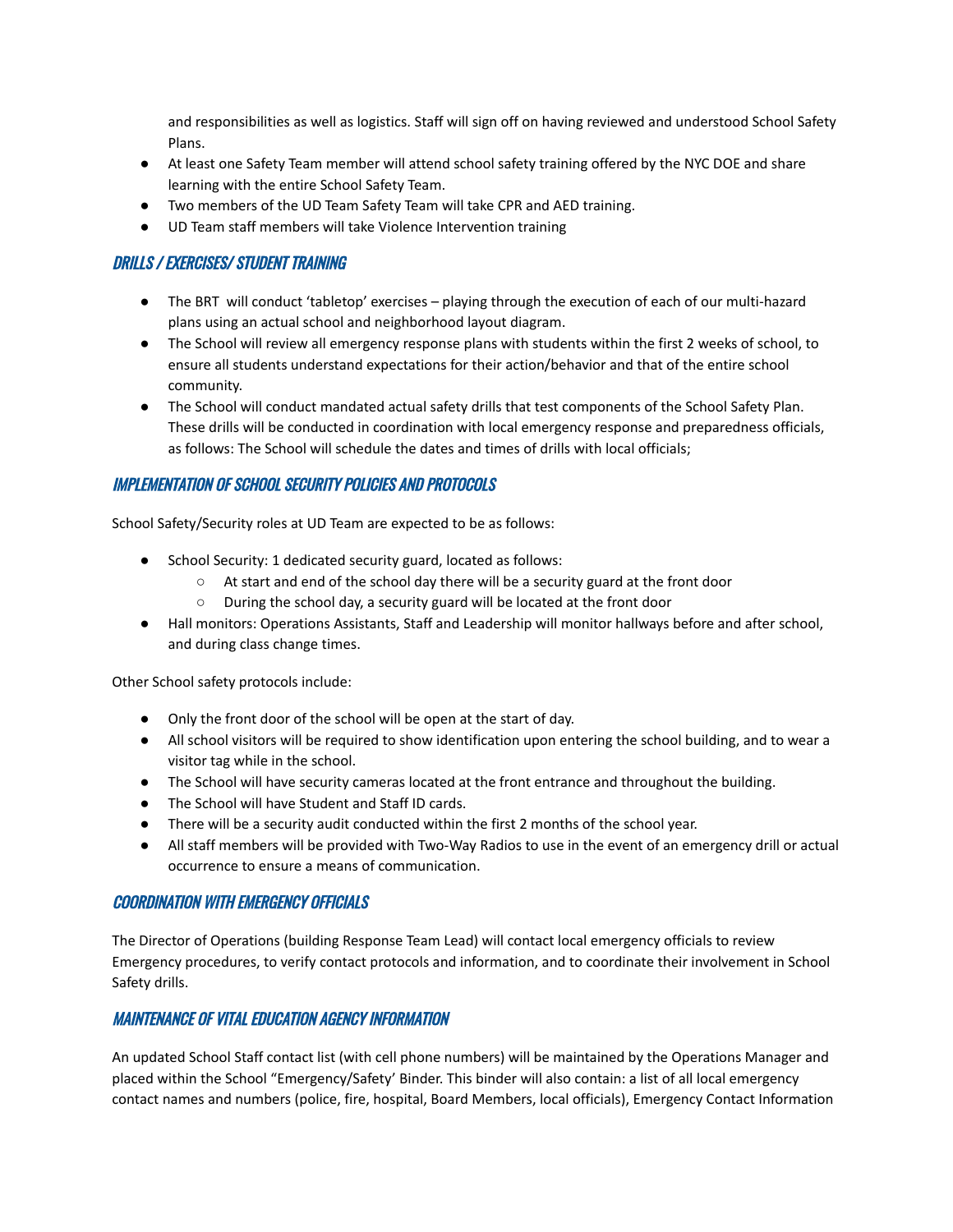and responsibilities as well as logistics. Staff will sign off on having reviewed and understood School Safety Plans.

- At least one Safety Team member will attend school safety training offered by the NYC DOE and share learning with the entire School Safety Team.
- Two members of the UD Team Safety Team will take CPR and AED training.
- UD Team staff members will take Violence Intervention training

## *DRILLS / EXERCISES/ STUDENT TRAINING*

- The BRT will conduct 'tabletop' exercises – playing through the execution of each of our multi-hazard plans using an actual school and neighborhood layout diagram.
- The School will review all emergency response plans with students within the first 2 weeks of school, to ensure all students understand expectations for their action/behavior and that of the entire school community.
- The School will conduct mandated actual safety drills that test components of the School Safety Plan. These drills will be conducted in coordination with local emergency response and preparedness officials, as follows: The School will schedule the dates and times of drills with local officials;

## *IMPLEMENTATION OF SCHOOL SECURITY POLICIES AND PROTOCOLS*

School Safety/Security roles at UD Team are expected to be as follows:

- School Security: 1 dedicated security guard, located as follows:
  - At start and end of the school day there will be a security guard at the front door
  - During the school day, a security guard will be located at the front door
- Hall monitors: Operations Assistants, Staff and Leadership will monitor hallways before and after school, and during class change times.

Other School safety protocols include:

- Only the front door of the school will be open at the start of day.
- All school visitors will be required to show identification upon entering the school building, and to wear a visitor tag while in the school.
- The School will have security cameras located at the front entrance and throughout the building.
- The School will have Student and Staff ID cards.
- There will be a security audit conducted within the first 2 months of the school year.
- All staff members will be provided with Two-Way Radios to use in the event of an emergency drill or actual occurrence to ensure a means of communication.

## *COORDINATION WITH EMERGENCY OFFICIALS*

The Director of Operations (building Response Team Lead) will contact local emergency officials to review Emergency procedures, to verify contact protocols and information, and to coordinate their involvement in School Safety drills.

## *MAINTENANCE OF VITAL EDUCATION AGENCY INFORMATION*

An updated School Staff contact list (with cell phone numbers) will be maintained by the Operations Manager and placed within the School "Emergency/Safety' Binder. This binder will also contain: a list of all local emergency contact names and numbers (police, fire, hospital, Board Members, local officials), Emergency Contact Information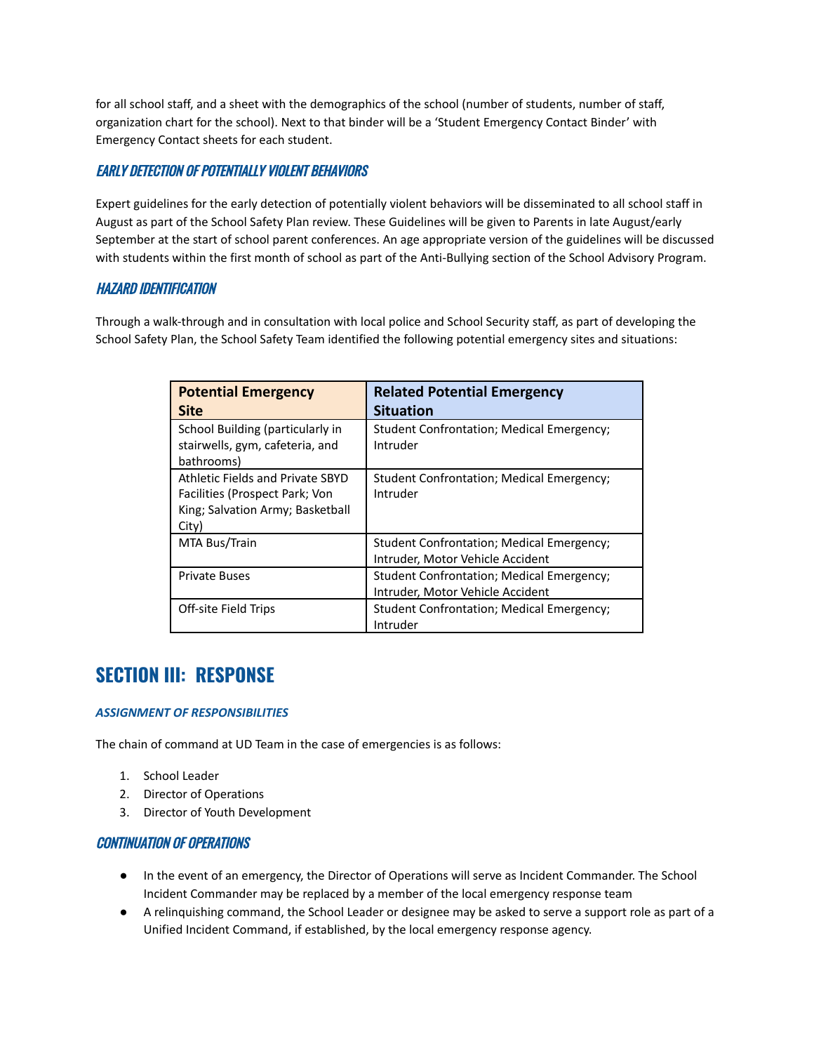for all school staff, and a sheet with the demographics of the school (number of students, number of staff, organization chart for the school). Next to that binder will be a 'Student Emergency Contact Binder' with Emergency Contact sheets for each student.

### *EARLY DETECTION OF POTENTIALLY VIOLENT BEHAVIORS*

Expert guidelines for the early detection of potentially violent behaviors will be disseminated to all school staff in August as part of the School Safety Plan review. These Guidelines will be given to Parents in late August/early September at the start of school parent conferences. An age appropriate version of the guidelines will be discussed with students within the first month of school as part of the Anti-Bullying section of the School Advisory Program.

### *HAZARD IDENTIFICATION*

Through a walk-through and in consultation with local police and School Security staff, as part of developing the School Safety Plan, the School Safety Team identified the following potential emergency sites and situations:

| Potential Emergency Site | Related Potential Emergency Situation |
| --- | --- |
| School Building (particularly in stairwells, gym, cafeteria, and bathrooms) | Student Confrontation; Medical Emergency; Intruder |
| Athletic Fields and Private SBYD Facilities (Prospect Park; Von King; Salvation Army; Basketball City) | Student Confrontation; Medical Emergency; Intruder |
| MTA Bus/Train | Student Confrontation; Medical Emergency; Intruder, Motor Vehicle Accident |
| Private Buses | Student Confrontation; Medical Emergency; Intruder, Motor Vehicle Accident |
| Off-site Field Trips | Student Confrontation; Medical Emergency; Intruder |

## SECTION III: RESPONSE

#### *ASSIGNMENT OF RESPONSIBILITIES*

The chain of command at UD Team in the case of emergencies is as follows:

1. School Leader
2. Director of Operations
3. Director of Youth Development

### *CONTINUATION OF OPERATIONS*

- In the event of an emergency, the Director of Operations will serve as Incident Commander. The School Incident Commander may be replaced by a member of the local emergency response team
- A relinquishing command, the School Leader or designee may be asked to serve a support role as part of a Unified Incident Command, if established, by the local emergency response agency.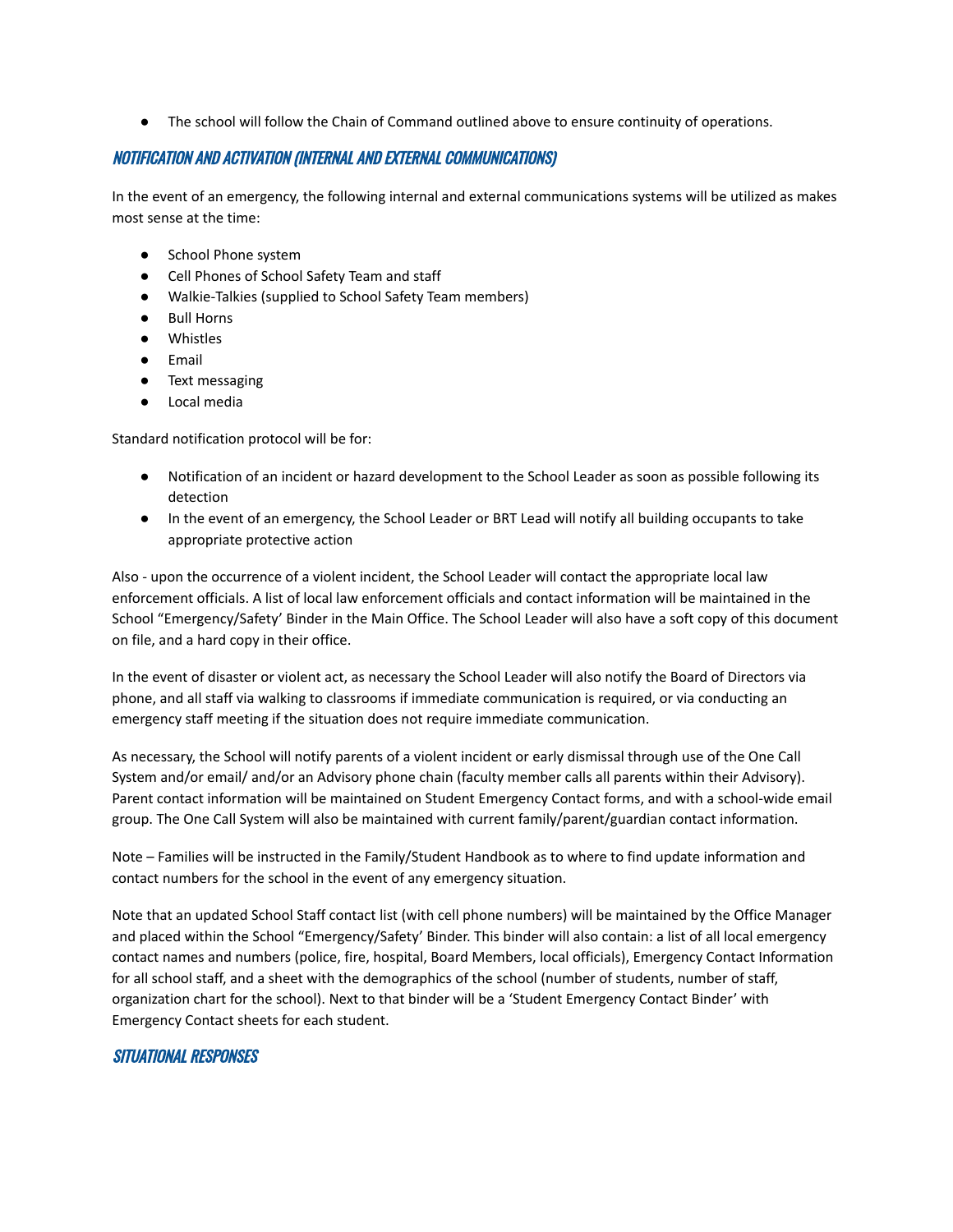- The school will follow the Chain of Command outlined above to ensure continuity of operations.

## NOTIFICATION AND ACTIVATION (INTERNAL AND EXTERNAL COMMUNICATIONS)

In the event of an emergency, the following internal and external communications systems will be utilized as makes most sense at the time:

- School Phone system
- Cell Phones of School Safety Team and staff
- Walkie-Talkies (supplied to School Safety Team members)
- Bull Horns
- Whistles
- Email
- Text messaging
- Local media

Standard notification protocol will be for:

- Notification of an incident or hazard development to the School Leader as soon as possible following its detection
- In the event of an emergency, the School Leader or BRT Lead will notify all building occupants to take appropriate protective action

Also - upon the occurrence of a violent incident, the School Leader will contact the appropriate local law enforcement officials. A list of local law enforcement officials and contact information will be maintained in the School "Emergency/Safety' Binder in the Main Office. The School Leader will also have a soft copy of this document on file, and a hard copy in their office.

In the event of disaster or violent act, as necessary the School Leader will also notify the Board of Directors via phone, and all staff via walking to classrooms if immediate communication is required, or via conducting an emergency staff meeting if the situation does not require immediate communication.

As necessary, the School will notify parents of a violent incident or early dismissal through use of the One Call System and/or email/ and/or an Advisory phone chain (faculty member calls all parents within their Advisory). Parent contact information will be maintained on Student Emergency Contact forms, and with a school-wide email group. The One Call System will also be maintained with current family/parent/guardian contact information.

Note – Families will be instructed in the Family/Student Handbook as to where to find update information and contact numbers for the school in the event of any emergency situation.

Note that an updated School Staff contact list (with cell phone numbers) will be maintained by the Office Manager and placed within the School "Emergency/Safety' Binder. This binder will also contain: a list of all local emergency contact names and numbers (police, fire, hospital, Board Members, local officials), Emergency Contact Information for all school staff, and a sheet with the demographics of the school (number of students, number of staff, organization chart for the school). Next to that binder will be a 'Student Emergency Contact Binder' with Emergency Contact sheets for each student.

## SITUATIONAL RESPONSES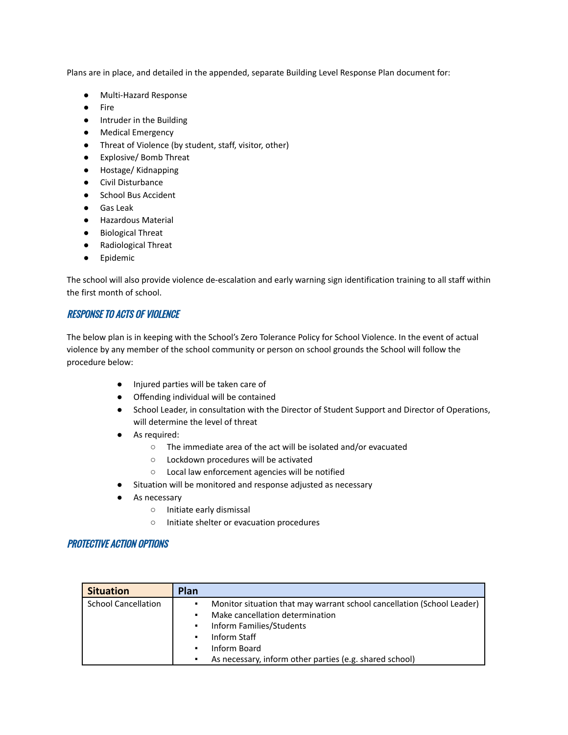Plans are in place, and detailed in the appended, separate Building Level Response Plan document for:

- Multi-Hazard Response
- Fire
- Intruder in the Building
- Medical Emergency
- Threat of Violence (by student, staff, visitor, other)
- Explosive/ Bomb Threat
- Hostage/ Kidnapping
- Civil Disturbance
- School Bus Accident
- Gas Leak
- Hazardous Material
- Biological Threat
- Radiological Threat
- Epidemic

The school will also provide violence de-escalation and early warning sign identification training to all staff within the first month of school.

## RESPONSE TO ACTS OF VIOLENCE

The below plan is in keeping with the School's Zero Tolerance Policy for School Violence. In the event of actual violence by any member of the school community or person on school grounds the School will follow the procedure below:

- Injured parties will be taken care of
- Offending individual will be contained
- School Leader, in consultation with the Director of Student Support and Director of Operations, will determine the level of threat
- As required:
  - The immediate area of the act will be isolated and/or evacuated
  - Lockdown procedures will be activated
  - Local law enforcement agencies will be notified
- Situation will be monitored and response adjusted as necessary
- As necessary
  - Initiate early dismissal
  - Initiate shelter or evacuation procedures

## PROTECTIVE ACTION OPTIONS

| Situation | Plan |
|---|---|
| School Cancellation | ▪ Monitor situation that may warrant school cancellation (School Leader)<br>▪ Make cancellation determination<br>▪ Inform Families/Students<br>▪ Inform Staff<br>▪ Inform Board<br>▪ As necessary, inform other parties (e.g. shared school) |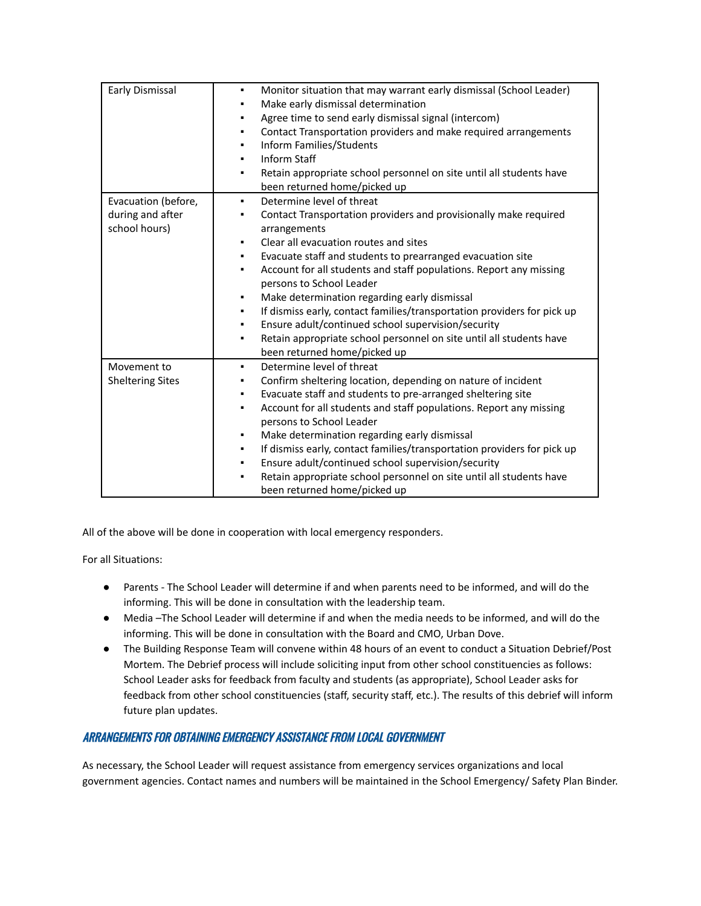| Early Dismissal | ▪ Monitor situation that may warrant early dismissal (School Leader)<br>▪ Make early dismissal determination<br>▪ Agree time to send early dismissal signal (intercom)<br>▪ Contact Transportation providers and make required arrangements<br>▪ Inform Families/Students<br>▪ Inform Staff<br>▪ Retain appropriate school personnel on site until all students have been returned home/picked up |
|---|---|
| Evacuation (before, during and after school hours) | ▪ Determine level of threat<br>▪ Contact Transportation providers and provisionally make required arrangements<br>▪ Clear all evacuation routes and sites<br>▪ Evacuate staff and students to prearranged evacuation site<br>▪ Account for all students and staff populations. Report any missing persons to School Leader<br>▪ Make determination regarding early dismissal<br>▪ If dismiss early, contact families/transportation providers for pick up<br>▪ Ensure adult/continued school supervision/security<br>▪ Retain appropriate school personnel on site until all students have been returned home/picked up |
| Movement to Sheltering Sites | ▪ Determine level of threat<br>▪ Confirm sheltering location, depending on nature of incident<br>▪ Evacuate staff and students to pre-arranged sheltering site<br>▪ Account for all students and staff populations. Report any missing persons to School Leader<br>▪ Make determination regarding early dismissal<br>▪ If dismiss early, contact families/transportation providers for pick up<br>▪ Ensure adult/continued school supervision/security<br>▪ Retain appropriate school personnel on site until all students have been returned home/picked up |

All of the above will be done in cooperation with local emergency responders.

For all Situations:

- Parents - The School Leader will determine if and when parents need to be informed, and will do the informing. This will be done in consultation with the leadership team.
- Media –The School Leader will determine if and when the media needs to be informed, and will do the informing. This will be done in consultation with the Board and CMO, Urban Dove.
- The Building Response Team will convene within 48 hours of an event to conduct a Situation Debrief/Post Mortem. The Debrief process will include soliciting input from other school constituencies as follows: School Leader asks for feedback from faculty and students (as appropriate), School Leader asks for feedback from other school constituencies (staff, security staff, etc.). The results of this debrief will inform future plan updates.

## *ARRANGEMENTS FOR OBTAINING EMERGENCY ASSISTANCE FROM LOCAL GOVERNMENT*

As necessary, the School Leader will request assistance from emergency services organizations and local government agencies. Contact names and numbers will be maintained in the School Emergency/ Safety Plan Binder.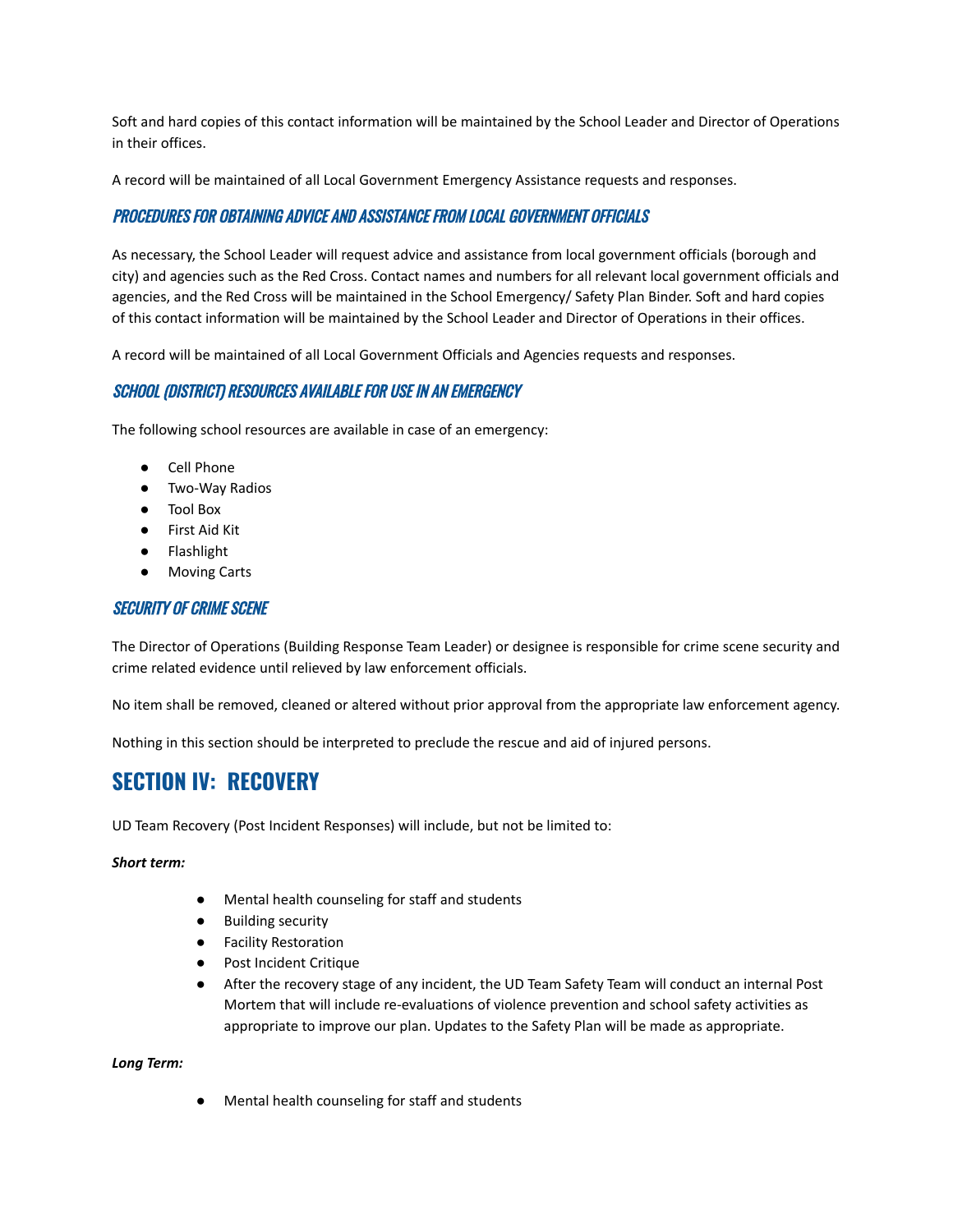Soft and hard copies of this contact information will be maintained by the School Leader and Director of Operations in their offices.

A record will be maintained of all Local Government Emergency Assistance requests and responses.

### *PROCEDURES FOR OBTAINING ADVICE AND ASSISTANCE FROM LOCAL GOVERNMENT OFFICIALS*

As necessary, the School Leader will request advice and assistance from local government officials (borough and city) and agencies such as the Red Cross. Contact names and numbers for all relevant local government officials and agencies, and the Red Cross will be maintained in the School Emergency/ Safety Plan Binder. Soft and hard copies of this contact information will be maintained by the School Leader and Director of Operations in their offices.

A record will be maintained of all Local Government Officials and Agencies requests and responses.

### *SCHOOL (DISTRICT) RESOURCES AVAILABLE FOR USE IN AN EMERGENCY*

The following school resources are available in case of an emergency:

- Cell Phone
- Two-Way Radios
- Tool Box
- First Aid Kit
- Flashlight
- Moving Carts

### *SECURITY OF CRIME SCENE*

The Director of Operations (Building Response Team Leader) or designee is responsible for crime scene security and crime related evidence until relieved by law enforcement officials.

No item shall be removed, cleaned or altered without prior approval from the appropriate law enforcement agency.

Nothing in this section should be interpreted to preclude the rescue and aid of injured persons.

## SECTION IV: RECOVERY

UD Team Recovery (Post Incident Responses) will include, but not be limited to:

***Short term:***

- Mental health counseling for staff and students
- Building security
- Facility Restoration
- Post Incident Critique
- After the recovery stage of any incident, the UD Team Safety Team will conduct an internal Post Mortem that will include re-evaluations of violence prevention and school safety activities as appropriate to improve our plan. Updates to the Safety Plan will be made as appropriate.

***Long Term:***

- Mental health counseling for staff and students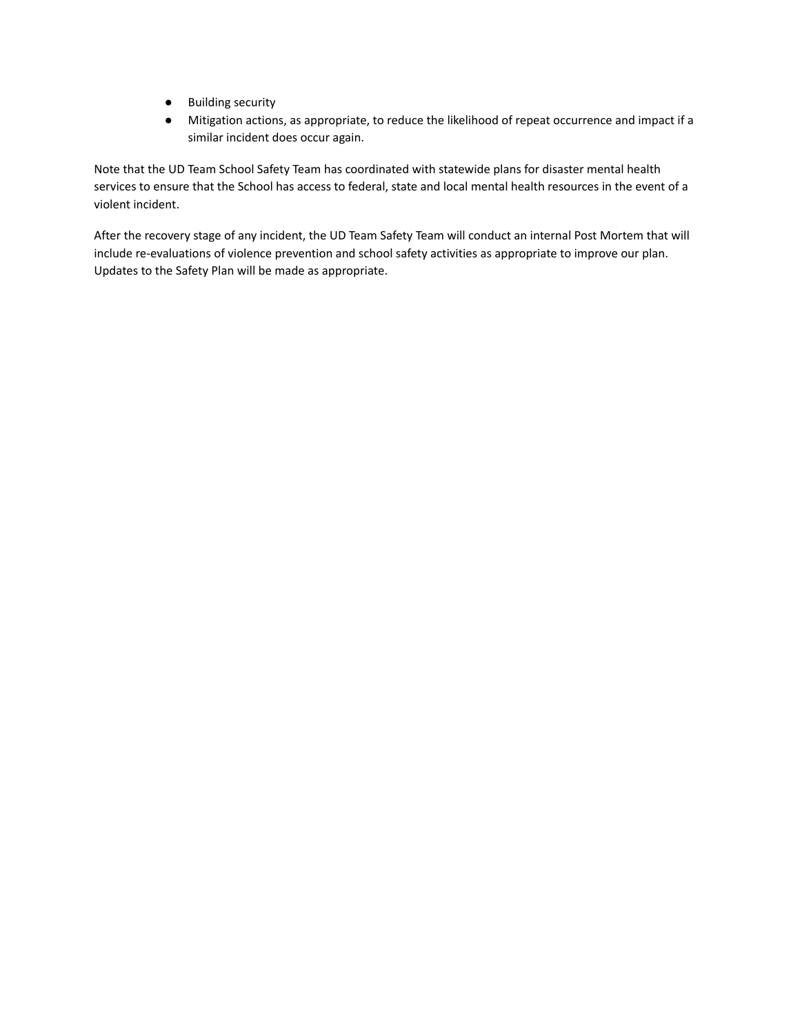- Building security
- Mitigation actions, as appropriate, to reduce the likelihood of repeat occurrence and impact if a similar incident does occur again.

Note that the UD Team School Safety Team has coordinated with statewide plans for disaster mental health services to ensure that the School has access to federal, state and local mental health resources in the event of a violent incident.

After the recovery stage of any incident, the UD Team Safety Team will conduct an internal Post Mortem that will include re-evaluations of violence prevention and school safety activities as appropriate to improve our plan. Updates to the Safety Plan will be made as appropriate.